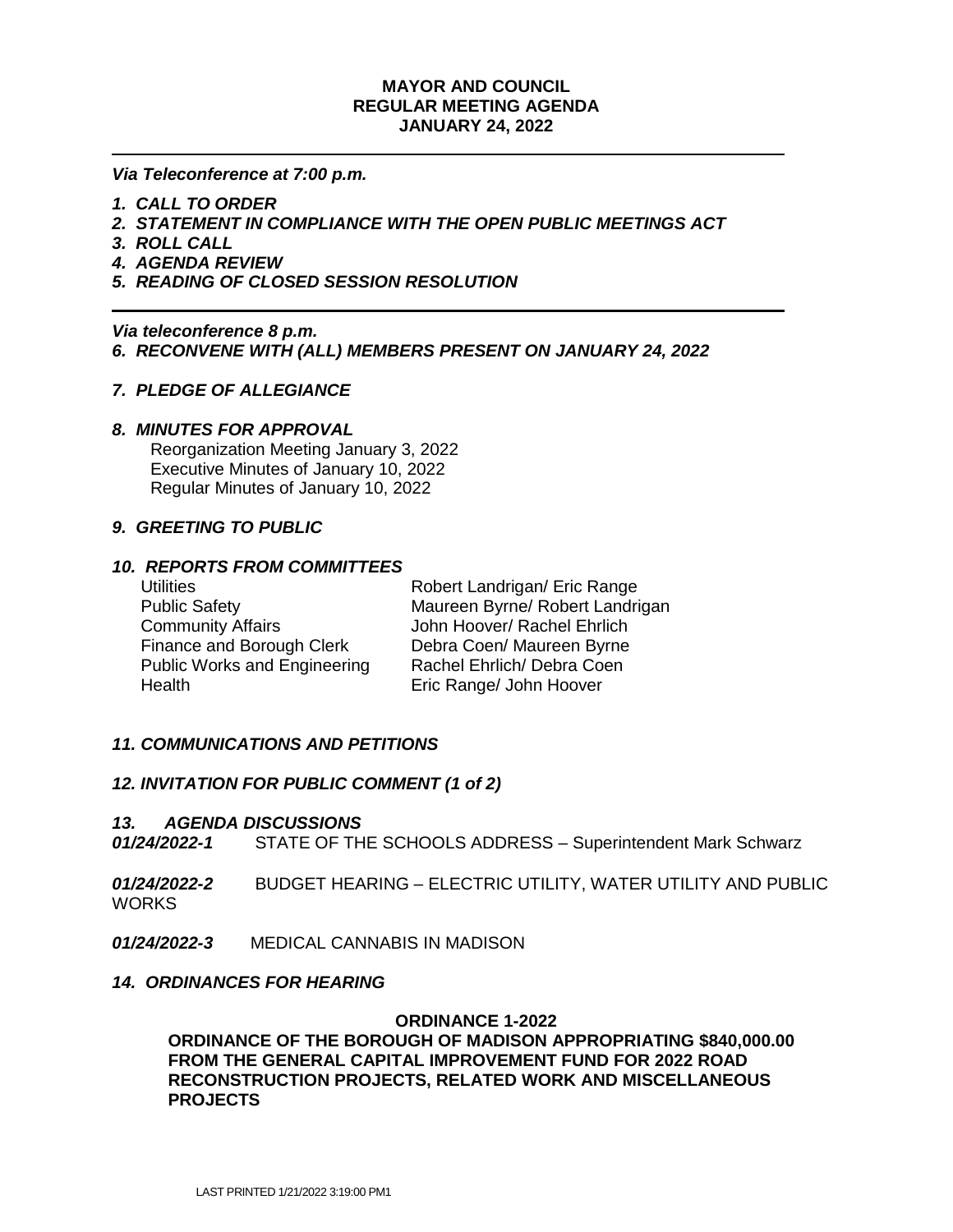**MAYOR AND COUNCIL**
**REGULAR MEETING AGENDA**
**JANUARY 24, 2022**

---

***Via Teleconference at 7:00 p.m.***

1. ***CALL TO ORDER***
2. ***STATEMENT IN COMPLIANCE WITH THE OPEN PUBLIC MEETINGS ACT***
3. ***ROLL CALL***
4. ***AGENDA REVIEW***
5. ***READING OF CLOSED SESSION RESOLUTION***

---

***Via teleconference 8 p.m.***

6. ***RECONVENE WITH (ALL) MEMBERS PRESENT ON JANUARY 24, 2022***

7. ***PLEDGE OF ALLEGIANCE***

8. ***MINUTES FOR APPROVAL***
   Reorganization Meeting January 3, 2022
   Executive Minutes of January 10, 2022
   Regular Minutes of January 10, 2022

9. ***GREETING TO PUBLIC***

10. ***REPORTS FROM COMMITTEES***

| | |
|---|---|
| Utilities | Robert Landrigan/ Eric Range |
| Public Safety | Maureen Byrne/ Robert Landrigan |
| Community Affairs | John Hoover/ Rachel Ehrlich |
| Finance and Borough Clerk | Debra Coen/ Maureen Byrne |
| Public Works and Engineering | Rachel Ehrlich/ Debra Coen |
| Health | Eric Range/ John Hoover |

11. ***COMMUNICATIONS AND PETITIONS***

12. ***INVITATION FOR PUBLIC COMMENT (1 of 2)***

13. ***AGENDA DISCUSSIONS***

***01/24/2022-1*** STATE OF THE SCHOOLS ADDRESS – Superintendent Mark Schwarz

***01/24/2022-2*** BUDGET HEARING – ELECTRIC UTILITY, WATER UTILITY AND PUBLIC WORKS

***01/24/2022-3*** MEDICAL CANNABIS IN MADISON

14. ***ORDINANCES FOR HEARING***

**ORDINANCE 1-2022**

**ORDINANCE OF THE BOROUGH OF MADISON APPROPRIATING $840,000.00 FROM THE GENERAL CAPITAL IMPROVEMENT FUND FOR 2022 ROAD RECONSTRUCTION PROJECTS, RELATED WORK AND MISCELLANEOUS PROJECTS**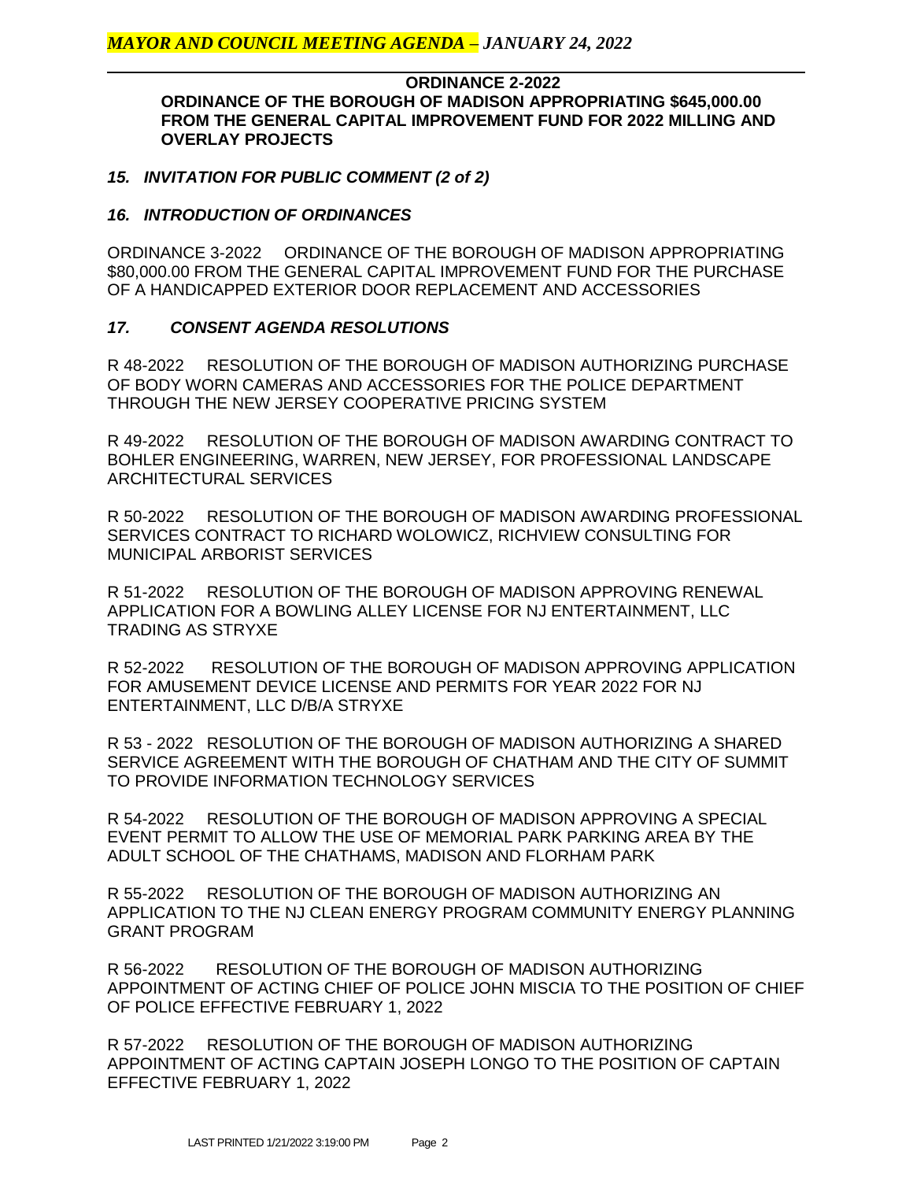**ORDINANCE 2-2022**

**ORDINANCE OF THE BOROUGH OF MADISON APPROPRIATING $645,000.00 FROM THE GENERAL CAPITAL IMPROVEMENT FUND FOR 2022 MILLING AND OVERLAY PROJECTS**

***15. INVITATION FOR PUBLIC COMMENT (2 of 2)***

***16. INTRODUCTION OF ORDINANCES***

ORDINANCE 3-2022 ORDINANCE OF THE BOROUGH OF MADISON APPROPRIATING $80,000.00 FROM THE GENERAL CAPITAL IMPROVEMENT FUND FOR THE PURCHASE OF A HANDICAPPED EXTERIOR DOOR REPLACEMENT AND ACCESSORIES

***17. CONSENT AGENDA RESOLUTIONS***

R 48-2022 RESOLUTION OF THE BOROUGH OF MADISON AUTHORIZING PURCHASE OF BODY WORN CAMERAS AND ACCESSORIES FOR THE POLICE DEPARTMENT THROUGH THE NEW JERSEY COOPERATIVE PRICING SYSTEM

R 49-2022 RESOLUTION OF THE BOROUGH OF MADISON AWARDING CONTRACT TO BOHLER ENGINEERING, WARREN, NEW JERSEY, FOR PROFESSIONAL LANDSCAPE ARCHITECTURAL SERVICES

R 50-2022 RESOLUTION OF THE BOROUGH OF MADISON AWARDING PROFESSIONAL SERVICES CONTRACT TO RICHARD WOLOWICZ, RICHVIEW CONSULTING FOR MUNICIPAL ARBORIST SERVICES

R 51-2022 RESOLUTION OF THE BOROUGH OF MADISON APPROVING RENEWAL APPLICATION FOR A BOWLING ALLEY LICENSE FOR NJ ENTERTAINMENT, LLC TRADING AS STRYXE

R 52-2022 RESOLUTION OF THE BOROUGH OF MADISON APPROVING APPLICATION FOR AMUSEMENT DEVICE LICENSE AND PERMITS FOR YEAR 2022 FOR NJ ENTERTAINMENT, LLC D/B/A STRYXE

R 53 - 2022 RESOLUTION OF THE BOROUGH OF MADISON AUTHORIZING A SHARED SERVICE AGREEMENT WITH THE BOROUGH OF CHATHAM AND THE CITY OF SUMMIT TO PROVIDE INFORMATION TECHNOLOGY SERVICES

R 54-2022 RESOLUTION OF THE BOROUGH OF MADISON APPROVING A SPECIAL EVENT PERMIT TO ALLOW THE USE OF MEMORIAL PARK PARKING AREA BY THE ADULT SCHOOL OF THE CHATHAMS, MADISON AND FLORHAM PARK

R 55-2022 RESOLUTION OF THE BOROUGH OF MADISON AUTHORIZING AN APPLICATION TO THE NJ CLEAN ENERGY PROGRAM COMMUNITY ENERGY PLANNING GRANT PROGRAM

R 56-2022 RESOLUTION OF THE BOROUGH OF MADISON AUTHORIZING APPOINTMENT OF ACTING CHIEF OF POLICE JOHN MISCIA TO THE POSITION OF CHIEF OF POLICE EFFECTIVE FEBRUARY 1, 2022

R 57-2022 RESOLUTION OF THE BOROUGH OF MADISON AUTHORIZING APPOINTMENT OF ACTING CAPTAIN JOSEPH LONGO TO THE POSITION OF CAPTAIN EFFECTIVE FEBRUARY 1, 2022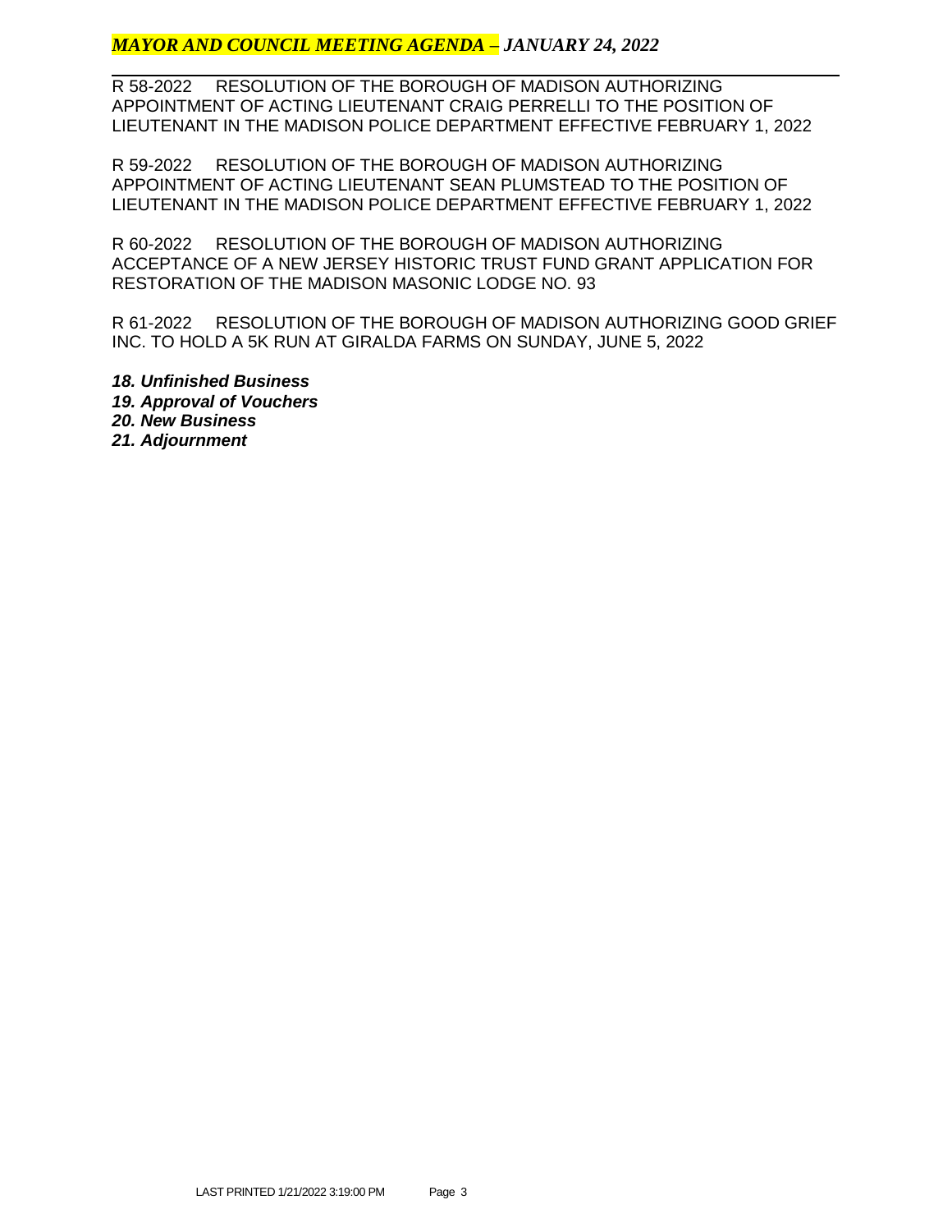R 58-2022 RESOLUTION OF THE BOROUGH OF MADISON AUTHORIZING APPOINTMENT OF ACTING LIEUTENANT CRAIG PERRELLI TO THE POSITION OF LIEUTENANT IN THE MADISON POLICE DEPARTMENT EFFECTIVE FEBRUARY 1, 2022

R 59-2022 RESOLUTION OF THE BOROUGH OF MADISON AUTHORIZING APPOINTMENT OF ACTING LIEUTENANT SEAN PLUMSTEAD TO THE POSITION OF LIEUTENANT IN THE MADISON POLICE DEPARTMENT EFFECTIVE FEBRUARY 1, 2022

R 60-2022 RESOLUTION OF THE BOROUGH OF MADISON AUTHORIZING ACCEPTANCE OF A NEW JERSEY HISTORIC TRUST FUND GRANT APPLICATION FOR RESTORATION OF THE MADISON MASONIC LODGE NO. 93

R 61-2022 RESOLUTION OF THE BOROUGH OF MADISON AUTHORIZING GOOD GRIEF INC. TO HOLD A 5K RUN AT GIRALDA FARMS ON SUNDAY, JUNE 5, 2022

***18. Unfinished Business***
***19. Approval of Vouchers***
***20. New Business***
***21. Adjournment***